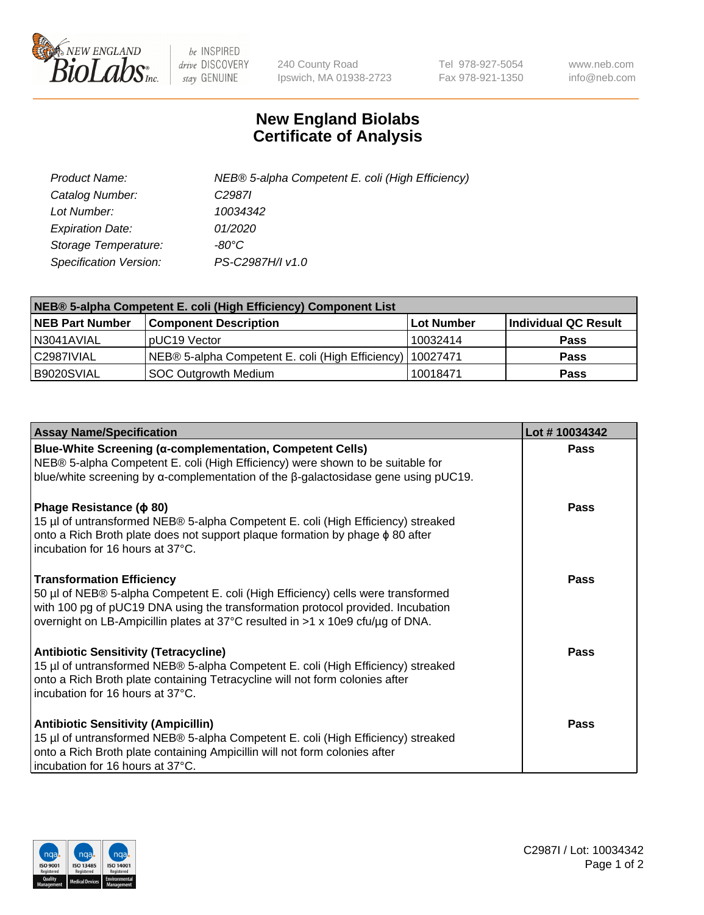NEW ENGLAND BioLabs Inc. — be INSPIRED drive DISCOVERY stay GENUINE

240 County Road
Ipswich, MA 01938-2723

Tel 978-927-5054
Fax 978-921-1350

www.neb.com
info@neb.com

# New England Biolabs Certificate of Analysis

| | |
|---|---|
| *Product Name:* | *NEB® 5-alpha Competent E. coli (High Efficiency)* |
| *Catalog Number:* | *C2987I* |
| *Lot Number:* | *10034342* |
| *Expiration Date:* | *01/2020* |
| *Storage Temperature:* | *-80°C* |
| *Specification Version:* | *PS-C2987H/I v1.0* |

| NEB® 5-alpha Competent E. coli (High Efficiency) Component List | | | |
|---|---|---|---|
| **NEB Part Number** | **Component Description** | **Lot Number** | **Individual QC Result** |
| N3041AVIAL | pUC19 Vector | 10032414 | **Pass** |
| C2987IVIAL | NEB® 5-alpha Competent E. coli (High Efficiency) | 10027471 | **Pass** |
| B9020SVIAL | SOC Outgrowth Medium | 10018471 | **Pass** |

| Assay Name/Specification | Lot # 10034342 |
|---|---|
| **Blue-White Screening (α-complementation, Competent Cells)** NEB® 5-alpha Competent E. coli (High Efficiency) were shown to be suitable for blue/white screening by α-complementation of the β-galactosidase gene using pUC19. | **Pass** |
| **Phage Resistance (ϕ 80)** 15 µl of untransformed NEB® 5-alpha Competent E. coli (High Efficiency) streaked onto a Rich Broth plate does not support plaque formation by phage ϕ 80 after incubation for 16 hours at 37°C. | **Pass** |
| **Transformation Efficiency** 50 µl of NEB® 5-alpha Competent E. coli (High Efficiency) cells were transformed with 100 pg of pUC19 DNA using the transformation protocol provided. Incubation overnight on LB-Ampicillin plates at 37°C resulted in >1 x 10e9 cfu/µg of DNA. | **Pass** |
| **Antibiotic Sensitivity (Tetracycline)** 15 µl of untransformed NEB® 5-alpha Competent E. coli (High Efficiency) streaked onto a Rich Broth plate containing Tetracycline will not form colonies after incubation for 16 hours at 37°C. | **Pass** |
| **Antibiotic Sensitivity (Ampicillin)** 15 µl of untransformed NEB® 5-alpha Competent E. coli (High Efficiency) streaked onto a Rich Broth plate containing Ampicillin will not form colonies after incubation for 16 hours at 37°C. | **Pass** |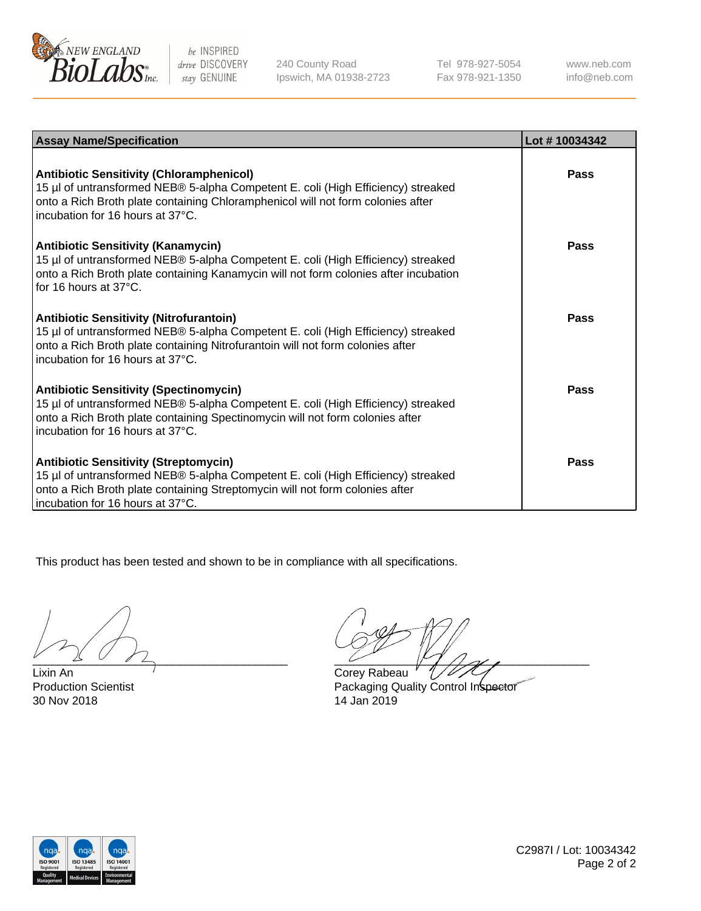| Assay Name/Specification | Lot # 10034342 |
|---|---|
| **Antibiotic Sensitivity (Chloramphenicol)**<br>15 µl of untransformed NEB® 5-alpha Competent E. coli (High Efficiency) streaked onto a Rich Broth plate containing Chloramphenicol will not form colonies after incubation for 16 hours at 37°C. | **Pass** |
| **Antibiotic Sensitivity (Kanamycin)**<br>15 µl of untransformed NEB® 5-alpha Competent E. coli (High Efficiency) streaked onto a Rich Broth plate containing Kanamycin will not form colonies after incubation for 16 hours at 37°C. | **Pass** |
| **Antibiotic Sensitivity (Nitrofurantoin)**<br>15 µl of untransformed NEB® 5-alpha Competent E. coli (High Efficiency) streaked onto a Rich Broth plate containing Nitrofurantoin will not form colonies after incubation for 16 hours at 37°C. | **Pass** |
| **Antibiotic Sensitivity (Spectinomycin)**<br>15 µl of untransformed NEB® 5-alpha Competent E. coli (High Efficiency) streaked onto a Rich Broth plate containing Spectinomycin will not form colonies after incubation for 16 hours at 37°C. | **Pass** |
| **Antibiotic Sensitivity (Streptomycin)**<br>15 µl of untransformed NEB® 5-alpha Competent E. coli (High Efficiency) streaked onto a Rich Broth plate containing Streptomycin will not form colonies after incubation for 16 hours at 37°C. | **Pass** |

This product has been tested and shown to be in compliance with all specifications.

Lixin An
Production Scientist
30 Nov 2018

Corey Rabeau
Packaging Quality Control Inspector
14 Jan 2019

C2987I / Lot: 10034342